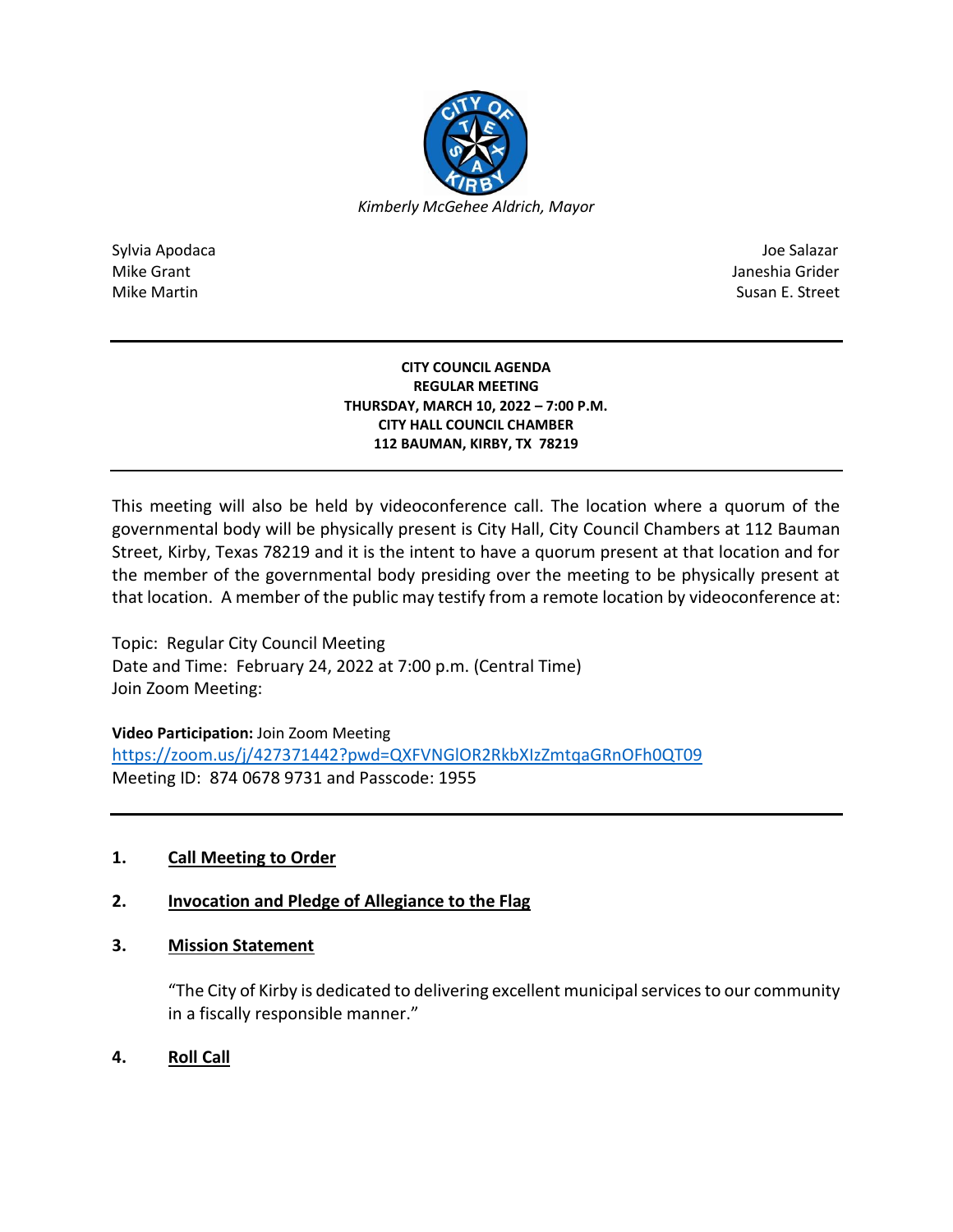*Kimberly McGehee Aldrich, Mayor*

Sylvia Apodaca
Mike Grant
Mike Martin

Joe Salazar
Janeshia Grider
Susan E. Street

---

**CITY COUNCIL AGENDA**
**REGULAR MEETING**
**THURSDAY, MARCH 10, 2022 – 7:00 P.M.**
**CITY HALL COUNCIL CHAMBER**
**112 BAUMAN, KIRBY, TX 78219**

---

This meeting will also be held by videoconference call. The location where a quorum of the governmental body will be physically present is City Hall, City Council Chambers at 112 Bauman Street, Kirby, Texas 78219 and it is the intent to have a quorum present at that location and for the member of the governmental body presiding over the meeting to be physically present at that location. A member of the public may testify from a remote location by videoconference at:

Topic: Regular City Council Meeting
Date and Time: February 24, 2022 at 7:00 p.m. (Central Time)
Join Zoom Meeting:

**Video Participation:** Join Zoom Meeting
https://zoom.us/j/427371442?pwd=QXFVNGlOR2RkbXIzZmtqaGRnOFh0QT09
Meeting ID: 874 0678 9731 and Passcode: 1955

---

1. **Call Meeting to Order**

2. **Invocation and Pledge of Allegiance to the Flag**

3. **Mission Statement**

   "The City of Kirby is dedicated to delivering excellent municipal services to our community in a fiscally responsible manner."

4. **Roll Call**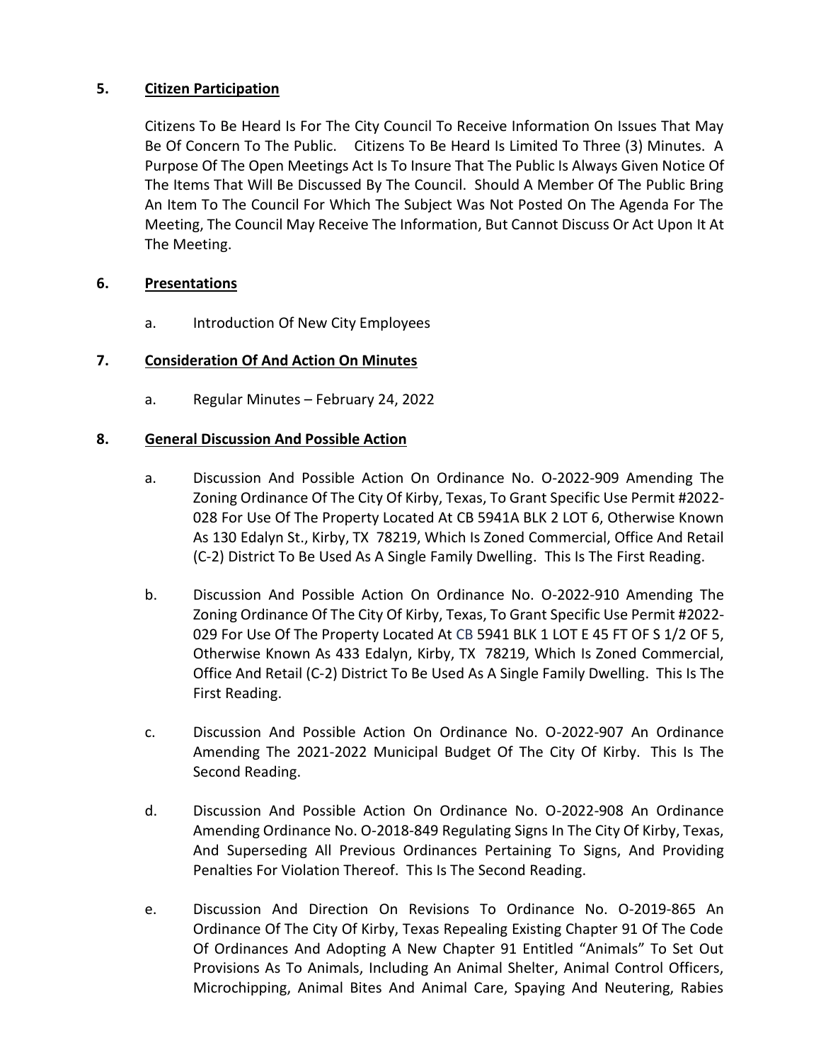## 5. Citizen Participation

Citizens To Be Heard Is For The City Council To Receive Information On Issues That May Be Of Concern To The Public. Citizens To Be Heard Is Limited To Three (3) Minutes. A Purpose Of The Open Meetings Act Is To Insure That The Public Is Always Given Notice Of The Items That Will Be Discussed By The Council. Should A Member Of The Public Bring An Item To The Council For Which The Subject Was Not Posted On The Agenda For The Meeting, The Council May Receive The Information, But Cannot Discuss Or Act Upon It At The Meeting.

## 6. Presentations

a. Introduction Of New City Employees

## 7. Consideration Of And Action On Minutes

a. Regular Minutes – February 24, 2022

## 8. General Discussion And Possible Action

a. Discussion And Possible Action On Ordinance No. O-2022-909 Amending The Zoning Ordinance Of The City Of Kirby, Texas, To Grant Specific Use Permit #2022-028 For Use Of The Property Located At CB 5941A BLK 2 LOT 6, Otherwise Known As 130 Edalyn St., Kirby, TX 78219, Which Is Zoned Commercial, Office And Retail (C-2) District To Be Used As A Single Family Dwelling. This Is The First Reading.

b. Discussion And Possible Action On Ordinance No. O-2022-910 Amending The Zoning Ordinance Of The City Of Kirby, Texas, To Grant Specific Use Permit #2022-029 For Use Of The Property Located At CB 5941 BLK 1 LOT E 45 FT OF S 1/2 OF 5, Otherwise Known As 433 Edalyn, Kirby, TX 78219, Which Is Zoned Commercial, Office And Retail (C-2) District To Be Used As A Single Family Dwelling. This Is The First Reading.

c. Discussion And Possible Action On Ordinance No. O-2022-907 An Ordinance Amending The 2021-2022 Municipal Budget Of The City Of Kirby. This Is The Second Reading.

d. Discussion And Possible Action On Ordinance No. O-2022-908 An Ordinance Amending Ordinance No. O-2018-849 Regulating Signs In The City Of Kirby, Texas, And Superseding All Previous Ordinances Pertaining To Signs, And Providing Penalties For Violation Thereof. This Is The Second Reading.

e. Discussion And Direction On Revisions To Ordinance No. O-2019-865 An Ordinance Of The City Of Kirby, Texas Repealing Existing Chapter 91 Of The Code Of Ordinances And Adopting A New Chapter 91 Entitled "Animals" To Set Out Provisions As To Animals, Including An Animal Shelter, Animal Control Officers, Microchipping, Animal Bites And Animal Care, Spaying And Neutering, Rabies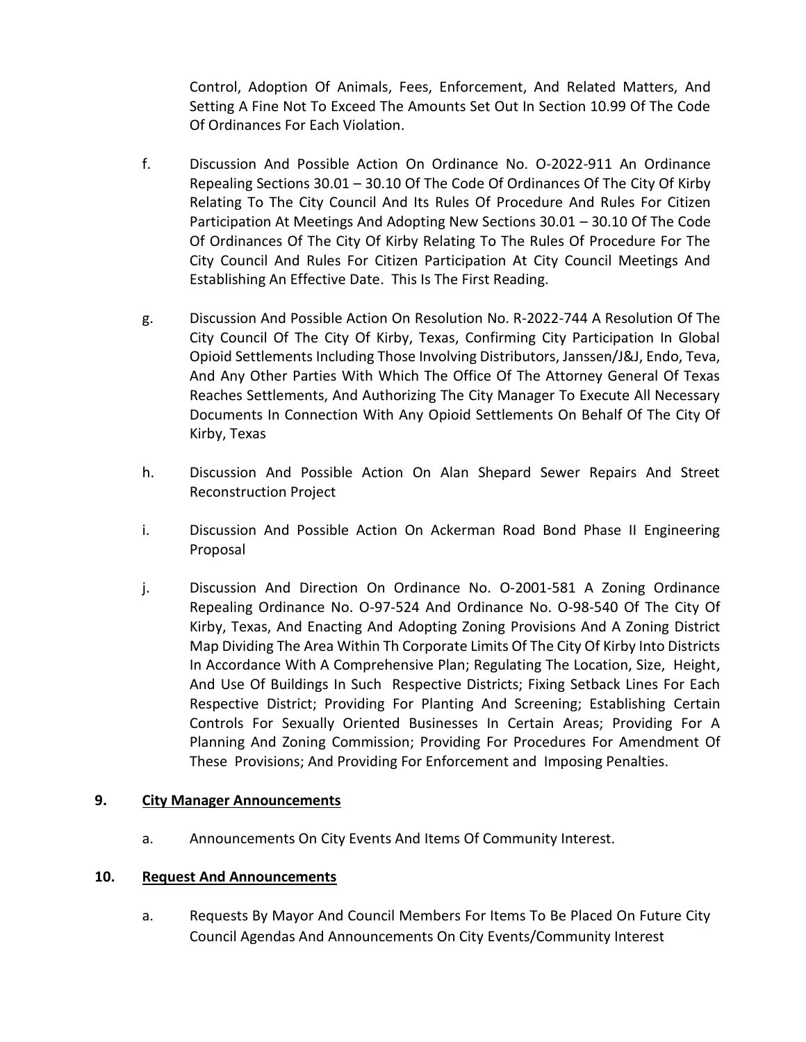Control, Adoption Of Animals, Fees, Enforcement, And Related Matters, And Setting A Fine Not To Exceed The Amounts Set Out In Section 10.99 Of The Code Of Ordinances For Each Violation.

f. Discussion And Possible Action On Ordinance No. O-2022-911 An Ordinance Repealing Sections 30.01 – 30.10 Of The Code Of Ordinances Of The City Of Kirby Relating To The City Council And Its Rules Of Procedure And Rules For Citizen Participation At Meetings And Adopting New Sections 30.01 – 30.10 Of The Code Of Ordinances Of The City Of Kirby Relating To The Rules Of Procedure For The City Council And Rules For Citizen Participation At City Council Meetings And Establishing An Effective Date. This Is The First Reading.

g. Discussion And Possible Action On Resolution No. R-2022-744 A Resolution Of The City Council Of The City Of Kirby, Texas, Confirming City Participation In Global Opioid Settlements Including Those Involving Distributors, Janssen/J&J, Endo, Teva, And Any Other Parties With Which The Office Of The Attorney General Of Texas Reaches Settlements, And Authorizing The City Manager To Execute All Necessary Documents In Connection With Any Opioid Settlements On Behalf Of The City Of Kirby, Texas

h. Discussion And Possible Action On Alan Shepard Sewer Repairs And Street Reconstruction Project

i. Discussion And Possible Action On Ackerman Road Bond Phase II Engineering Proposal

j. Discussion And Direction On Ordinance No. O-2001-581 A Zoning Ordinance Repealing Ordinance No. O-97-524 And Ordinance No. O-98-540 Of The City Of Kirby, Texas, And Enacting And Adopting Zoning Provisions And A Zoning District Map Dividing The Area Within Th Corporate Limits Of The City Of Kirby Into Districts In Accordance With A Comprehensive Plan; Regulating The Location, Size, Height, And Use Of Buildings In Such Respective Districts; Fixing Setback Lines For Each Respective District; Providing For Planting And Screening; Establishing Certain Controls For Sexually Oriented Businesses In Certain Areas; Providing For A Planning And Zoning Commission; Providing For Procedures For Amendment Of These Provisions; And Providing For Enforcement and Imposing Penalties.

## 9. City Manager Announcements

a. Announcements On City Events And Items Of Community Interest.

## 10. Request And Announcements

a. Requests By Mayor And Council Members For Items To Be Placed On Future City Council Agendas And Announcements On City Events/Community Interest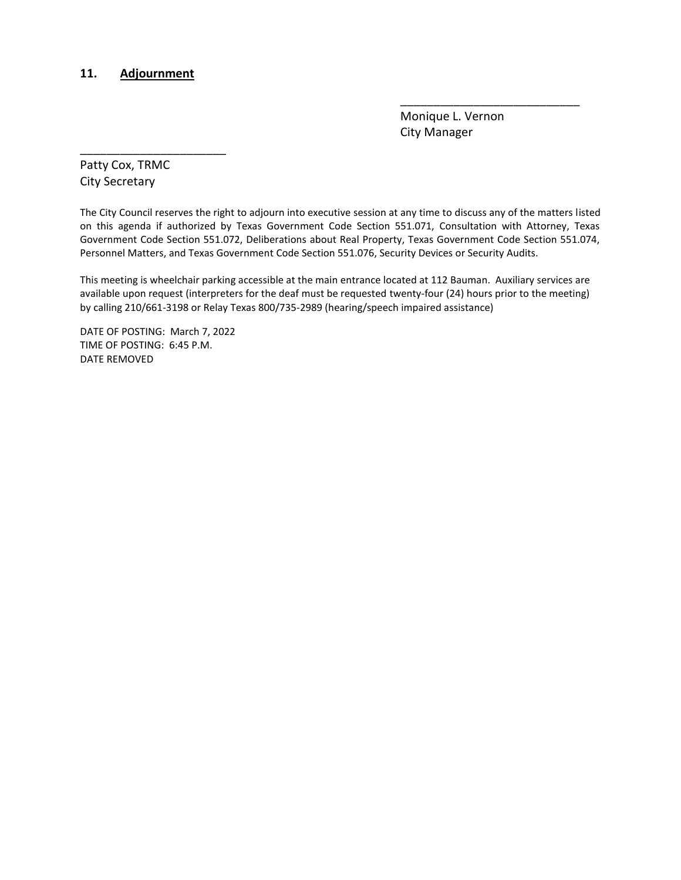**11. Adjournment**

\_\_\_\_\_\_\_\_\_\_\_\_\_\_\_\_\_\_\_\_\_\_\_\_\_\_\_\_
Monique L. Vernon
City Manager

\_\_\_\_\_\_\_\_\_\_\_\_\_\_\_\_\_\_\_\_\_\_\_\_\_
Patty Cox, TRMC
City Secretary

The City Council reserves the right to adjourn into executive session at any time to discuss any of the matters listed on this agenda if authorized by Texas Government Code Section 551.071, Consultation with Attorney, Texas Government Code Section 551.072, Deliberations about Real Property, Texas Government Code Section 551.074, Personnel Matters, and Texas Government Code Section 551.076, Security Devices or Security Audits.

This meeting is wheelchair parking accessible at the main entrance located at 112 Bauman. Auxiliary services are available upon request (interpreters for the deaf must be requested twenty-four (24) hours prior to the meeting) by calling 210/661-3198 or Relay Texas 800/735-2989 (hearing/speech impaired assistance)

DATE OF POSTING: March 7, 2022
TIME OF POSTING: 6:45 P.M.
DATE REMOVED